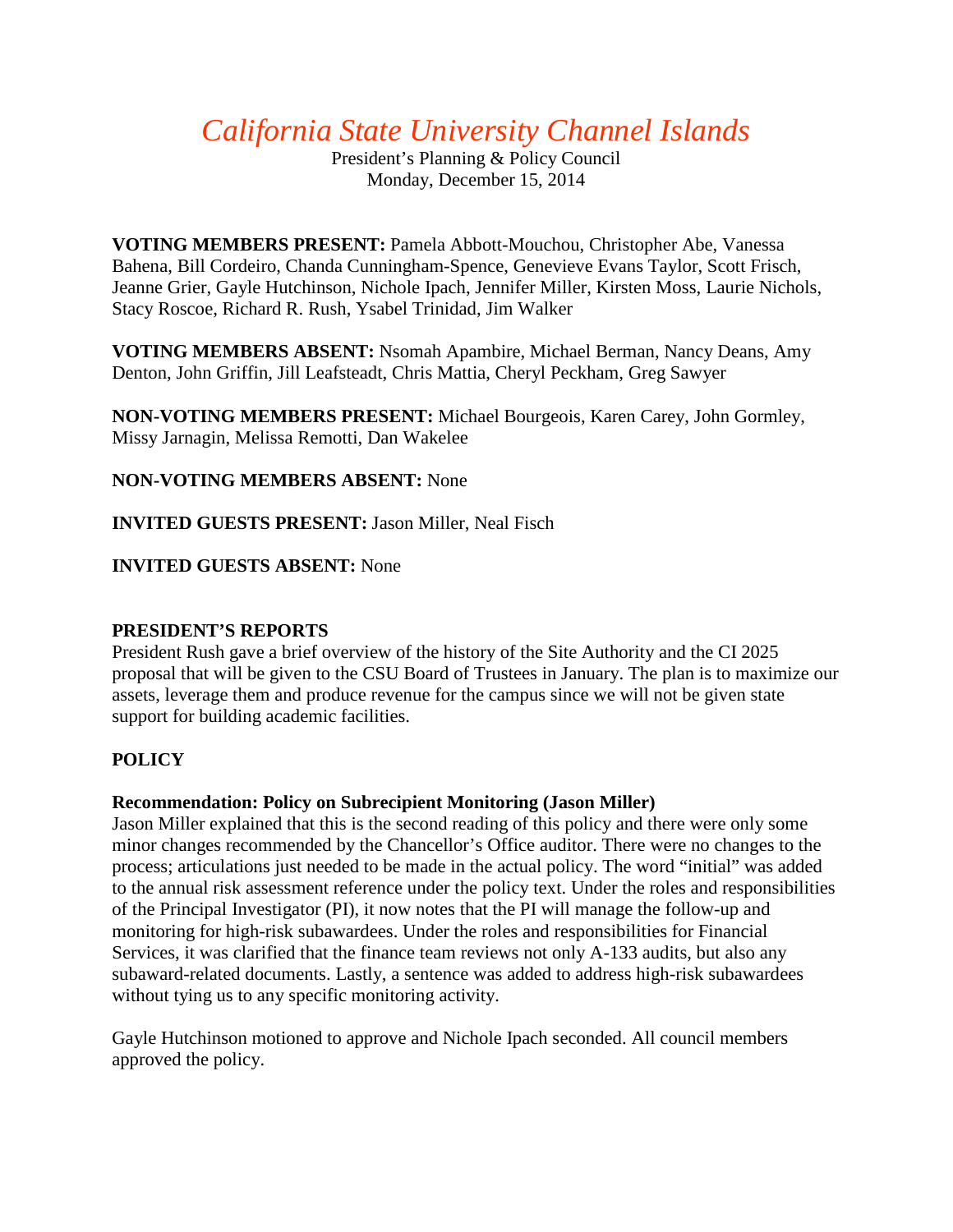# *California State University Channel Islands*

President's Planning & Policy Council
Monday, December 15, 2014

**VOTING MEMBERS PRESENT:** Pamela Abbott-Mouchou, Christopher Abe, Vanessa Bahena, Bill Cordeiro, Chanda Cunningham-Spence, Genevieve Evans Taylor, Scott Frisch, Jeanne Grier, Gayle Hutchinson, Nichole Ipach, Jennifer Miller, Kirsten Moss, Laurie Nichols, Stacy Roscoe, Richard R. Rush, Ysabel Trinidad, Jim Walker

**VOTING MEMBERS ABSENT:** Nsomah Apambire, Michael Berman, Nancy Deans, Amy Denton, John Griffin, Jill Leafsteadt, Chris Mattia, Cheryl Peckham, Greg Sawyer

**NON-VOTING MEMBERS PRESENT:** Michael Bourgeois, Karen Carey, John Gormley, Missy Jarnagin, Melissa Remotti, Dan Wakelee

**NON-VOTING MEMBERS ABSENT:** None

**INVITED GUESTS PRESENT:** Jason Miller, Neal Fisch

**INVITED GUESTS ABSENT:** None

## PRESIDENT'S REPORTS

President Rush gave a brief overview of the history of the Site Authority and the CI 2025 proposal that will be given to the CSU Board of Trustees in January. The plan is to maximize our assets, leverage them and produce revenue for the campus since we will not be given state support for building academic facilities.

## POLICY

### Recommendation: Policy on Subrecipient Monitoring (Jason Miller)

Jason Miller explained that this is the second reading of this policy and there were only some minor changes recommended by the Chancellor's Office auditor. There were no changes to the process; articulations just needed to be made in the actual policy. The word "initial" was added to the annual risk assessment reference under the policy text. Under the roles and responsibilities of the Principal Investigator (PI), it now notes that the PI will manage the follow-up and monitoring for high-risk subawardees. Under the roles and responsibilities for Financial Services, it was clarified that the finance team reviews not only A-133 audits, but also any subaward-related documents. Lastly, a sentence was added to address high-risk subawardees without tying us to any specific monitoring activity.

Gayle Hutchinson motioned to approve and Nichole Ipach seconded. All council members approved the policy.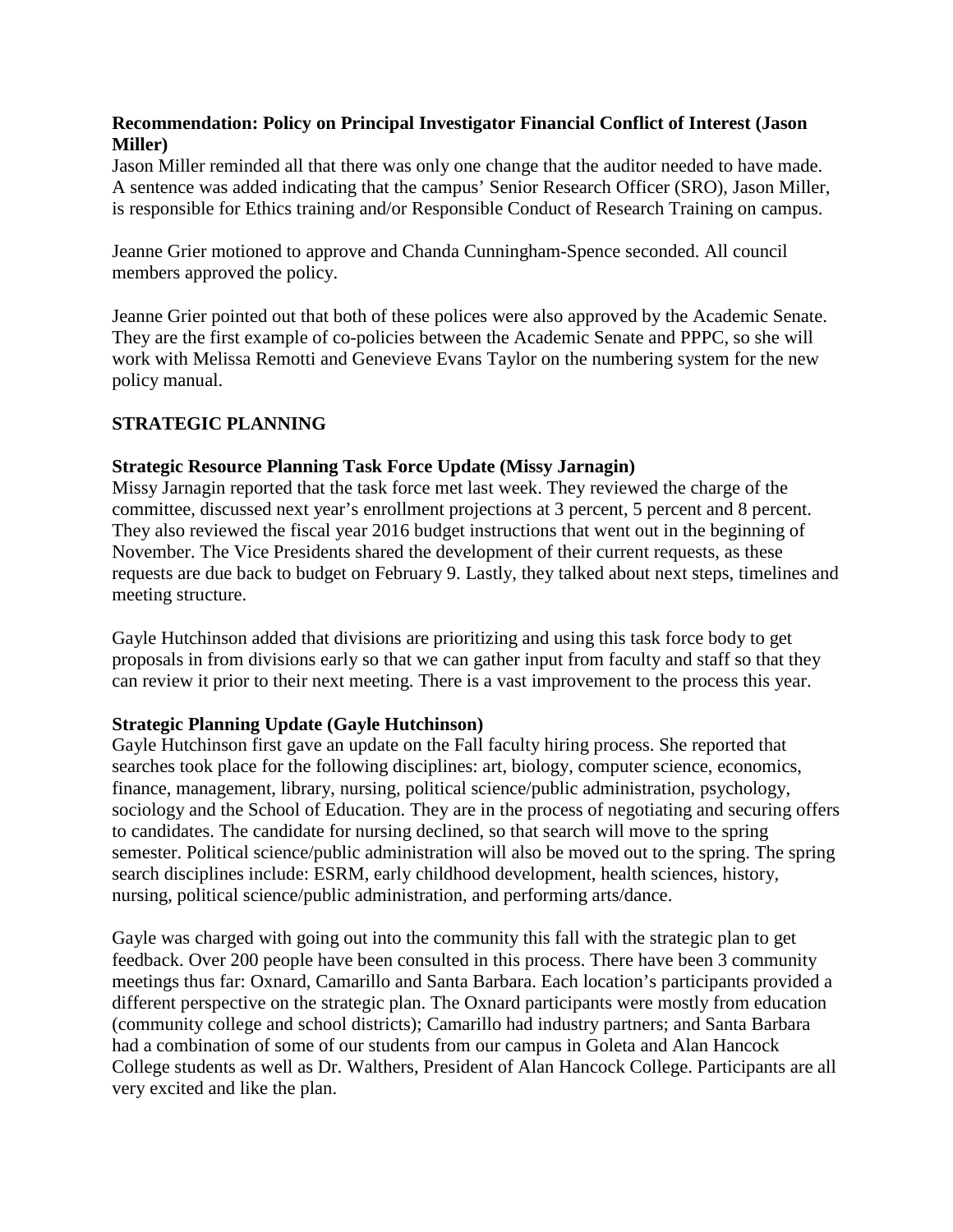**Recommendation: Policy on Principal Investigator Financial Conflict of Interest (Jason Miller)**

Jason Miller reminded all that there was only one change that the auditor needed to have made. A sentence was added indicating that the campus' Senior Research Officer (SRO), Jason Miller, is responsible for Ethics training and/or Responsible Conduct of Research Training on campus.

Jeanne Grier motioned to approve and Chanda Cunningham-Spence seconded. All council members approved the policy.

Jeanne Grier pointed out that both of these polices were also approved by the Academic Senate. They are the first example of co-policies between the Academic Senate and PPPC, so she will work with Melissa Remotti and Genevieve Evans Taylor on the numbering system for the new policy manual.

## STRATEGIC PLANNING

**Strategic Resource Planning Task Force Update (Missy Jarnagin)**

Missy Jarnagin reported that the task force met last week. They reviewed the charge of the committee, discussed next year's enrollment projections at 3 percent, 5 percent and 8 percent. They also reviewed the fiscal year 2016 budget instructions that went out in the beginning of November. The Vice Presidents shared the development of their current requests, as these requests are due back to budget on February 9. Lastly, they talked about next steps, timelines and meeting structure.

Gayle Hutchinson added that divisions are prioritizing and using this task force body to get proposals in from divisions early so that we can gather input from faculty and staff so that they can review it prior to their next meeting. There is a vast improvement to the process this year.

**Strategic Planning Update (Gayle Hutchinson)**

Gayle Hutchinson first gave an update on the Fall faculty hiring process. She reported that searches took place for the following disciplines: art, biology, computer science, economics, finance, management, library, nursing, political science/public administration, psychology, sociology and the School of Education. They are in the process of negotiating and securing offers to candidates. The candidate for nursing declined, so that search will move to the spring semester. Political science/public administration will also be moved out to the spring. The spring search disciplines include: ESRM, early childhood development, health sciences, history, nursing, political science/public administration, and performing arts/dance.

Gayle was charged with going out into the community this fall with the strategic plan to get feedback. Over 200 people have been consulted in this process. There have been 3 community meetings thus far: Oxnard, Camarillo and Santa Barbara. Each location's participants provided a different perspective on the strategic plan. The Oxnard participants were mostly from education (community college and school districts); Camarillo had industry partners; and Santa Barbara had a combination of some of our students from our campus in Goleta and Alan Hancock College students as well as Dr. Walthers, President of Alan Hancock College. Participants are all very excited and like the plan.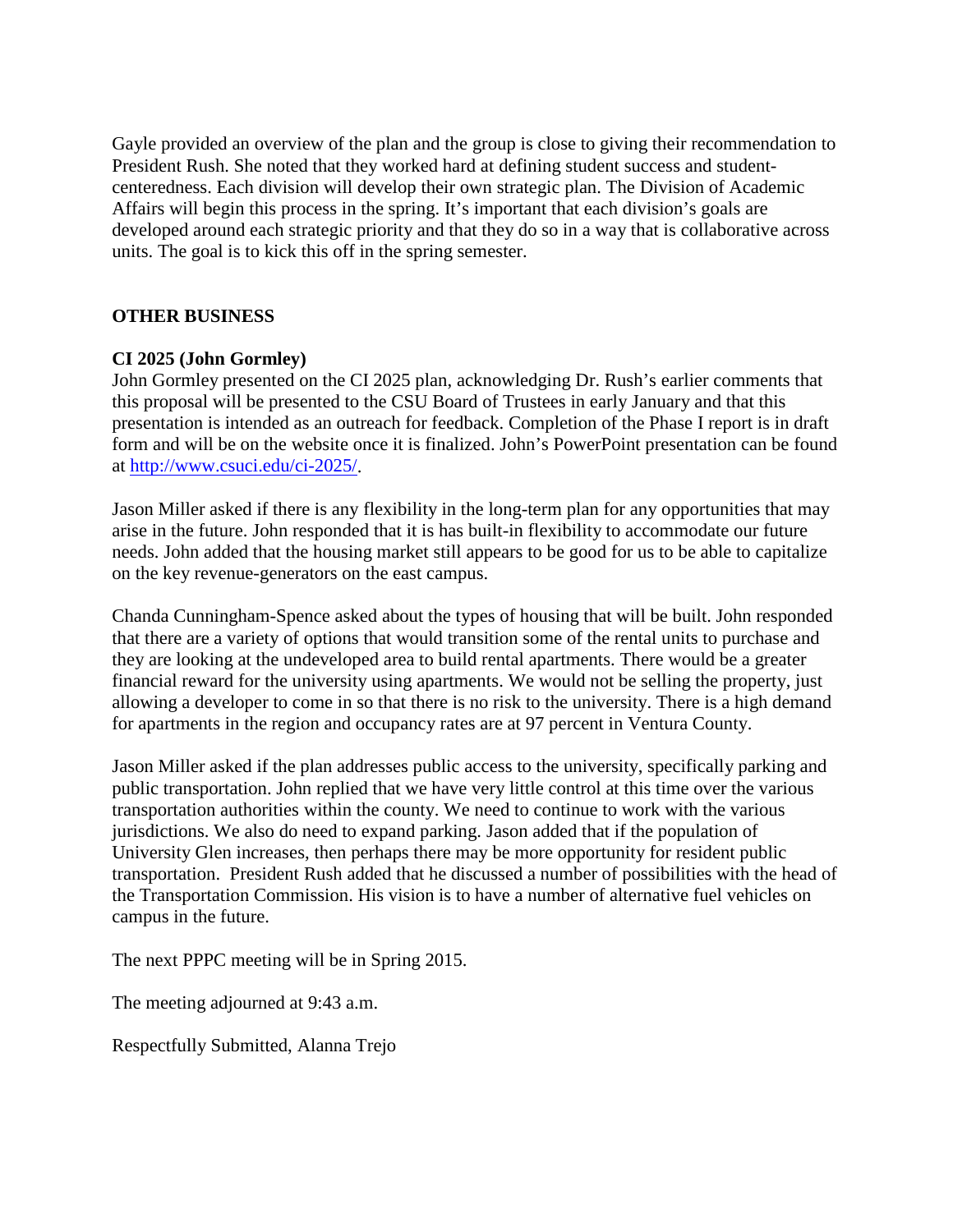Gayle provided an overview of the plan and the group is close to giving their recommendation to President Rush. She noted that they worked hard at defining student success and student-centeredness. Each division will develop their own strategic plan. The Division of Academic Affairs will begin this process in the spring. It's important that each division's goals are developed around each strategic priority and that they do so in a way that is collaborative across units. The goal is to kick this off in the spring semester.

**OTHER BUSINESS**

**CI 2025 (John Gormley)**

John Gormley presented on the CI 2025 plan, acknowledging Dr. Rush's earlier comments that this proposal will be presented to the CSU Board of Trustees in early January and that this presentation is intended as an outreach for feedback. Completion of the Phase I report is in draft form and will be on the website once it is finalized. John's PowerPoint presentation can be found at http://www.csuci.edu/ci-2025/.

Jason Miller asked if there is any flexibility in the long-term plan for any opportunities that may arise in the future. John responded that it is has built-in flexibility to accommodate our future needs. John added that the housing market still appears to be good for us to be able to capitalize on the key revenue-generators on the east campus.

Chanda Cunningham-Spence asked about the types of housing that will be built. John responded that there are a variety of options that would transition some of the rental units to purchase and they are looking at the undeveloped area to build rental apartments. There would be a greater financial reward for the university using apartments. We would not be selling the property, just allowing a developer to come in so that there is no risk to the university. There is a high demand for apartments in the region and occupancy rates are at 97 percent in Ventura County.

Jason Miller asked if the plan addresses public access to the university, specifically parking and public transportation. John replied that we have very little control at this time over the various transportation authorities within the county. We need to continue to work with the various jurisdictions. We also do need to expand parking. Jason added that if the population of University Glen increases, then perhaps there may be more opportunity for resident public transportation. President Rush added that he discussed a number of possibilities with the head of the Transportation Commission. His vision is to have a number of alternative fuel vehicles on campus in the future.

The next PPPC meeting will be in Spring 2015.

The meeting adjourned at 9:43 a.m.

Respectfully Submitted, Alanna Trejo